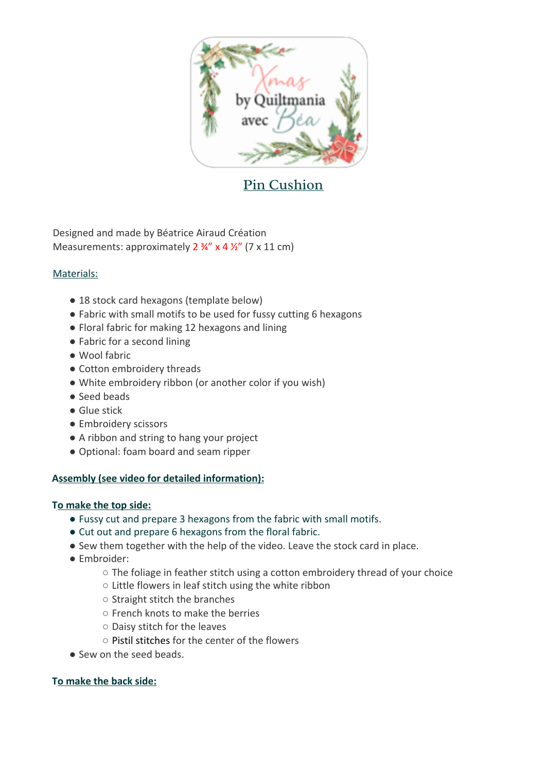Xmas by Quiltmania avec Béa

# Pin Cushion

Designed and made by Béatrice Airaud Création
Measurements: approximately 2 ¾" x 4 ½" (7 x 11 cm)

## Materials:

- 18 stock card hexagons (template below)
- Fabric with small motifs to be used for fussy cutting 6 hexagons
- Floral fabric for making 12 hexagons and lining
- Fabric for a second lining
- Wool fabric
- Cotton embroidery threads
- White embroidery ribbon (or another color if you wish)
- Seed beads
- Glue stick
- Embroidery scissors
- A ribbon and string to hang your project
- Optional: foam board and seam ripper

## Assembly (see video for detailed information):

### To make the top side:

- Fussy cut and prepare 3 hexagons from the fabric with small motifs.
- Cut out and prepare 6 hexagons from the floral fabric.
- Sew them together with the help of the video. Leave the stock card in place.
- Embroider:
  - The foliage in feather stitch using a cotton embroidery thread of your choice
  - Little flowers in leaf stitch using the white ribbon
  - Straight stitch the branches
  - French knots to make the berries
  - Daisy stitch for the leaves
  - Pistil stitches for the center of the flowers
- Sew on the seed beads.

### To make the back side: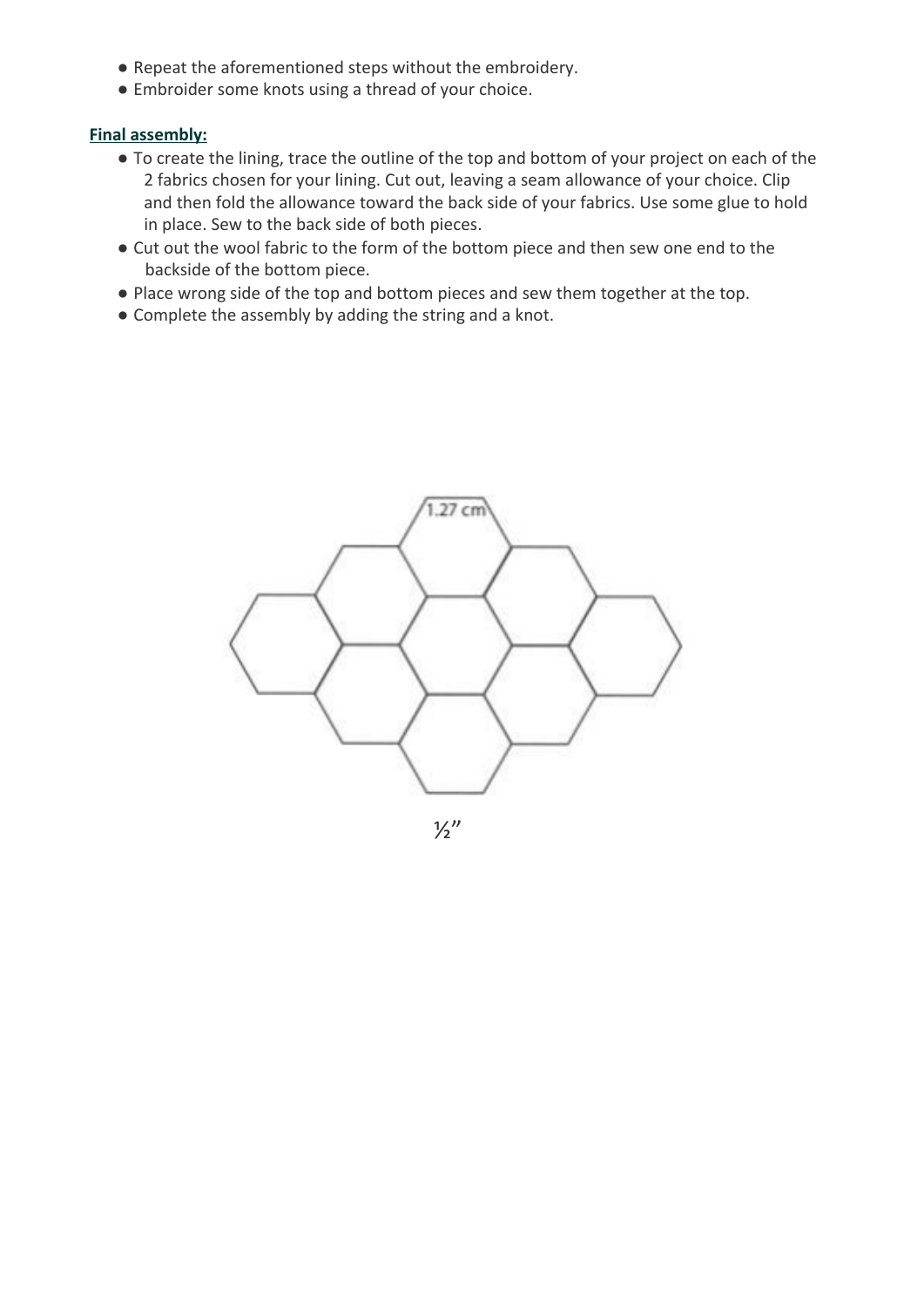- Repeat the aforementioned steps without the embroidery.
- Embroider some knots using a thread of your choice.

**Final assembly:**

- To create the lining, trace the outline of the top and bottom of your project on each of the 2 fabrics chosen for your lining. Cut out, leaving a seam allowance of your choice. Clip and then fold the allowance toward the back side of your fabrics. Use some glue to hold in place. Sew to the back side of both pieces.
- Cut out the wool fabric to the form of the bottom piece and then sew one end to the backside of the bottom piece.
- Place wrong side of the top and bottom pieces and sew them together at the top.
- Complete the assembly by adding the string and a knot.

1.27 cm

½"